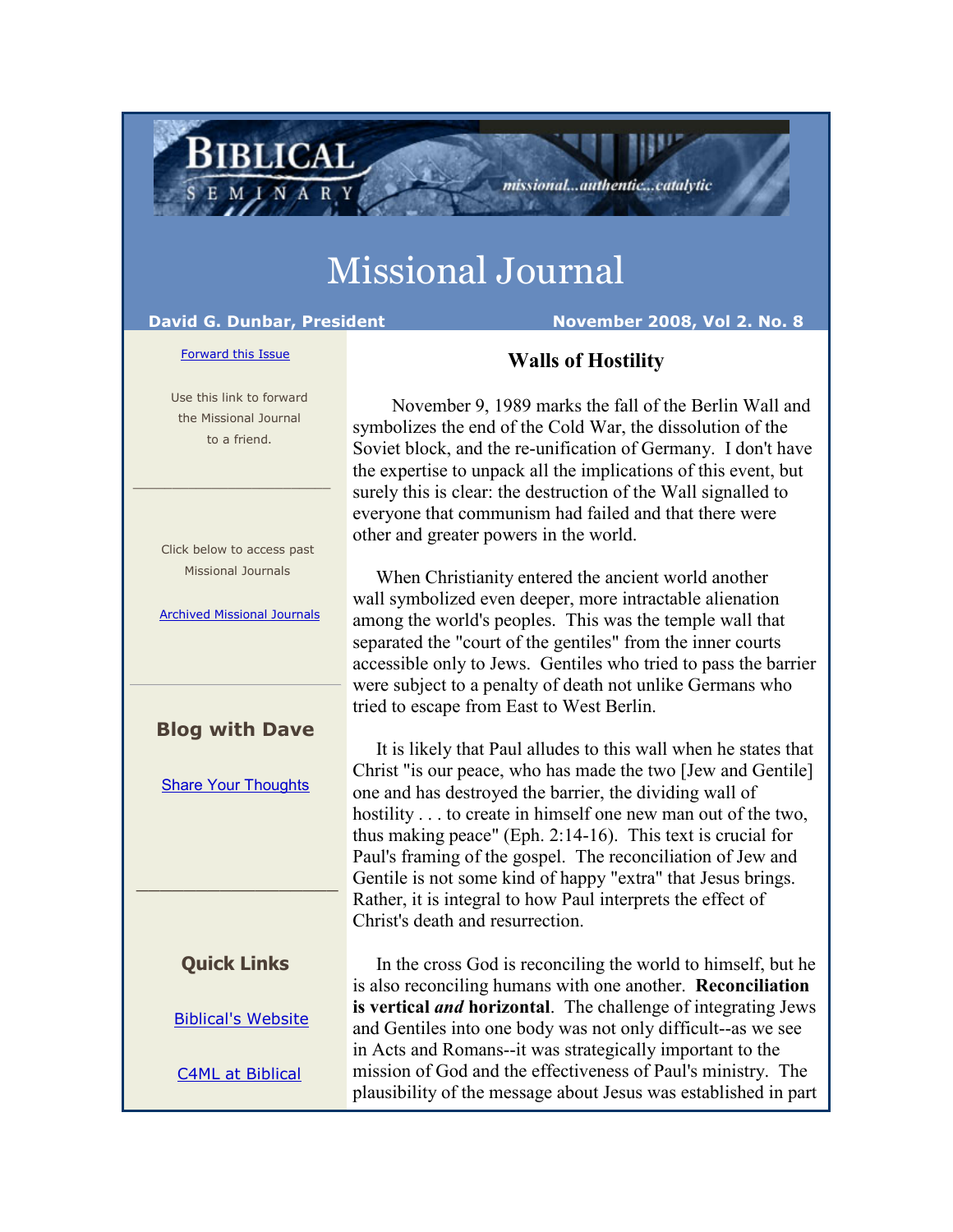# Missional Journal

**David G. Dunbar, President** **November 2008, Vol 2. No. 8**

## Walls of Hostility

November 9, 1989 marks the fall of the Berlin Wall and symbolizes the end of the Cold War, the dissolution of the Soviet block, and the re-unification of Germany. I don't have the expertise to unpack all the implications of this event, but surely this is clear: the destruction of the Wall signalled to everyone that communism had failed and that there were other and greater powers in the world.

When Christianity entered the ancient world another wall symbolized even deeper, more intractable alienation among the world's peoples. This was the temple wall that separated the "court of the gentiles" from the inner courts accessible only to Jews. Gentiles who tried to pass the barrier were subject to a penalty of death not unlike Germans who tried to escape from East to West Berlin.

It is likely that Paul alludes to this wall when he states that Christ "is our peace, who has made the two [Jew and Gentile] one and has destroyed the barrier, the dividing wall of hostility . . . to create in himself one new man out of the two, thus making peace" (Eph. 2:14-16). This text is crucial for Paul's framing of the gospel. The reconciliation of Jew and Gentile is not some kind of happy "extra" that Jesus brings. Rather, it is integral to how Paul interprets the effect of Christ's death and resurrection.

In the cross God is reconciling the world to himself, but he is also reconciling humans with one another. **Reconciliation is vertical *and* horizontal**. The challenge of integrating Jews and Gentiles into one body was not only difficult--as we see in Acts and Romans--it was strategically important to the mission of God and the effectiveness of Paul's ministry. The plausibility of the message about Jesus was established in part

---

Forward this Issue

Use this link to forward the Missional Journal to a friend.

Click below to access past Missional Journals

Archived Missional Journals

### Blog with Dave

Share Your Thoughts

### Quick Links

Biblical's Website

C4ML at Biblical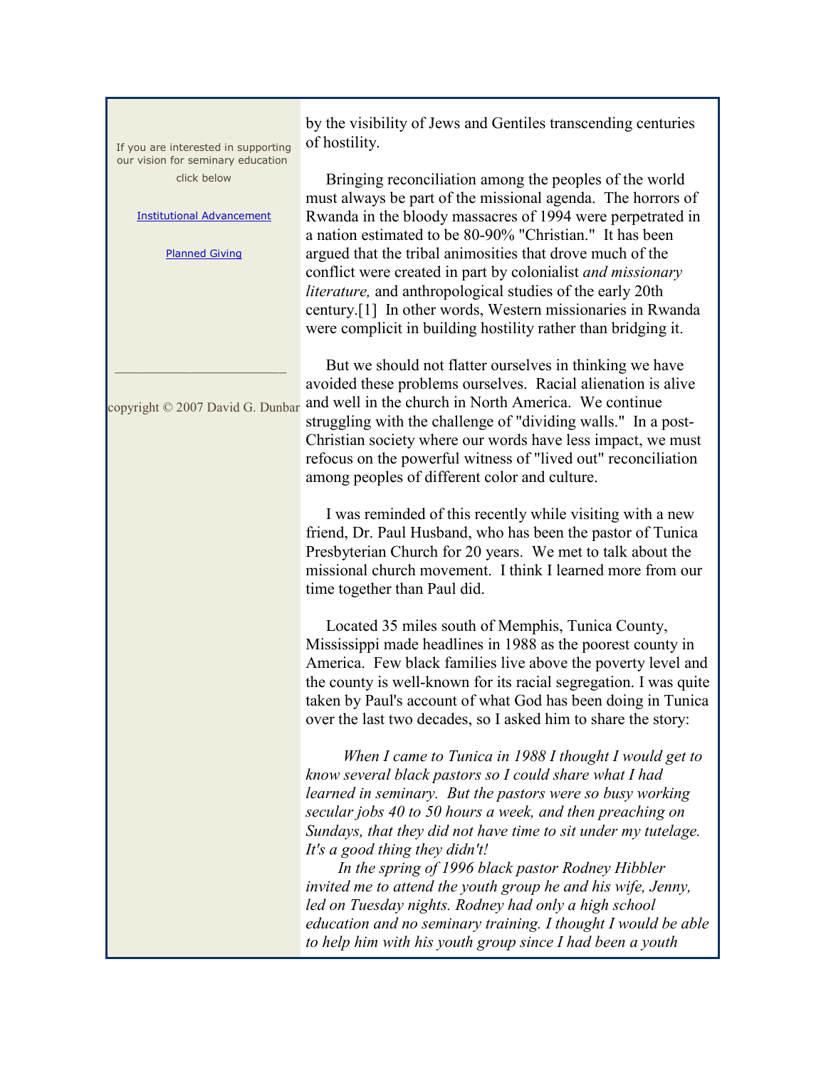If you are interested in supporting our vision for seminary education click below

Institutional Advancement

Planned Giving

copyright © 2007 David G. Dunbar

by the visibility of Jews and Gentiles transcending centuries of hostility.

Bringing reconciliation among the peoples of the world must always be part of the missional agenda. The horrors of Rwanda in the bloody massacres of 1994 were perpetrated in a nation estimated to be 80-90% "Christian." It has been argued that the tribal animosities that drove much of the conflict were created in part by colonialist *and missionary literature,* and anthropological studies of the early 20th century.[1] In other words, Western missionaries in Rwanda were complicit in building hostility rather than bridging it.

But we should not flatter ourselves in thinking we have avoided these problems ourselves. Racial alienation is alive and well in the church in North America. We continue struggling with the challenge of "dividing walls." In a post-Christian society where our words have less impact, we must refocus on the powerful witness of "lived out" reconciliation among peoples of different color and culture.

I was reminded of this recently while visiting with a new friend, Dr. Paul Husband, who has been the pastor of Tunica Presbyterian Church for 20 years. We met to talk about the missional church movement. I think I learned more from our time together than Paul did.

Located 35 miles south of Memphis, Tunica County, Mississippi made headlines in 1988 as the poorest county in America. Few black families live above the poverty level and the county is well-known for its racial segregation. I was quite taken by Paul's account of what God has been doing in Tunica over the last two decades, so I asked him to share the story:

*When I came to Tunica in 1988 I thought I would get to know several black pastors so I could share what I had learned in seminary. But the pastors were so busy working secular jobs 40 to 50 hours a week, and then preaching on Sundays, that they did not have time to sit under my tutelage. It's a good thing they didn't!*

*In the spring of 1996 black pastor Rodney Hibbler invited me to attend the youth group he and his wife, Jenny, led on Tuesday nights. Rodney had only a high school education and no seminary training. I thought I would be able to help him with his youth group since I had been a youth*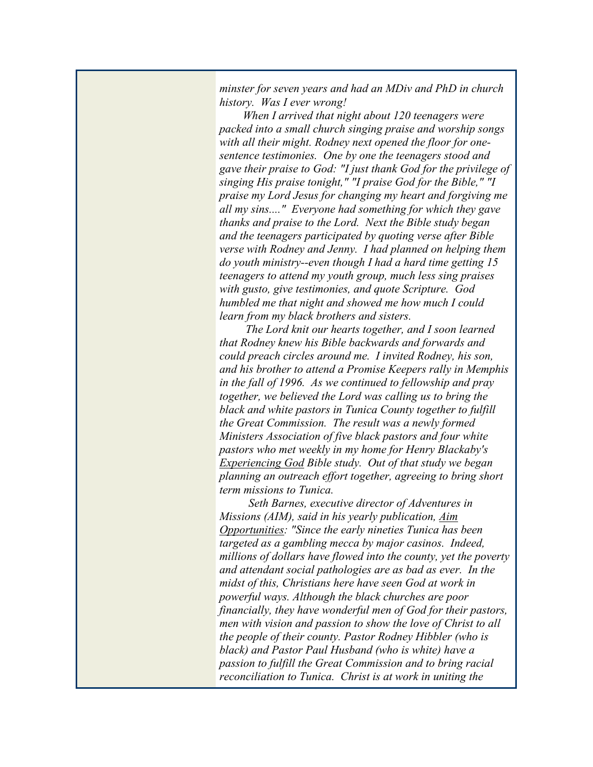*minster for seven years and had an MDiv and PhD in church history. Was I ever wrong!*

*When I arrived that night about 120 teenagers were packed into a small church singing praise and worship songs with all their might. Rodney next opened the floor for one-sentence testimonies. One by one the teenagers stood and gave their praise to God: "I just thank God for the privilege of singing His praise tonight," "I praise God for the Bible," "I praise my Lord Jesus for changing my heart and forgiving me all my sins...." Everyone had something for which they gave thanks and praise to the Lord. Next the Bible study began and the teenagers participated by quoting verse after Bible verse with Rodney and Jenny. I had planned on helping them do youth ministry--even though I had a hard time getting 15 teenagers to attend my youth group, much less sing praises with gusto, give testimonies, and quote Scripture. God humbled me that night and showed me how much I could learn from my black brothers and sisters.*

*The Lord knit our hearts together, and I soon learned that Rodney knew his Bible backwards and forwards and could preach circles around me. I invited Rodney, his son, and his brother to attend a Promise Keepers rally in Memphis in the fall of 1996. As we continued to fellowship and pray together, we believed the Lord was calling us to bring the black and white pastors in Tunica County together to fulfill the Great Commission. The result was a newly formed Ministers Association of five black pastors and four white pastors who met weekly in my home for Henry Blackaby's Experiencing God Bible study. Out of that study we began planning an outreach effort together, agreeing to bring short term missions to Tunica.*

*Seth Barnes, executive director of Adventures in Missions (AIM), said in his yearly publication, Aim Opportunities: "Since the early nineties Tunica has been targeted as a gambling mecca by major casinos. Indeed, millions of dollars have flowed into the county, yet the poverty and attendant social pathologies are as bad as ever. In the midst of this, Christians here have seen God at work in powerful ways. Although the black churches are poor financially, they have wonderful men of God for their pastors, men with vision and passion to show the love of Christ to all the people of their county. Pastor Rodney Hibbler (who is black) and Pastor Paul Husband (who is white) have a passion to fulfill the Great Commission and to bring racial reconciliation to Tunica. Christ is at work in uniting the*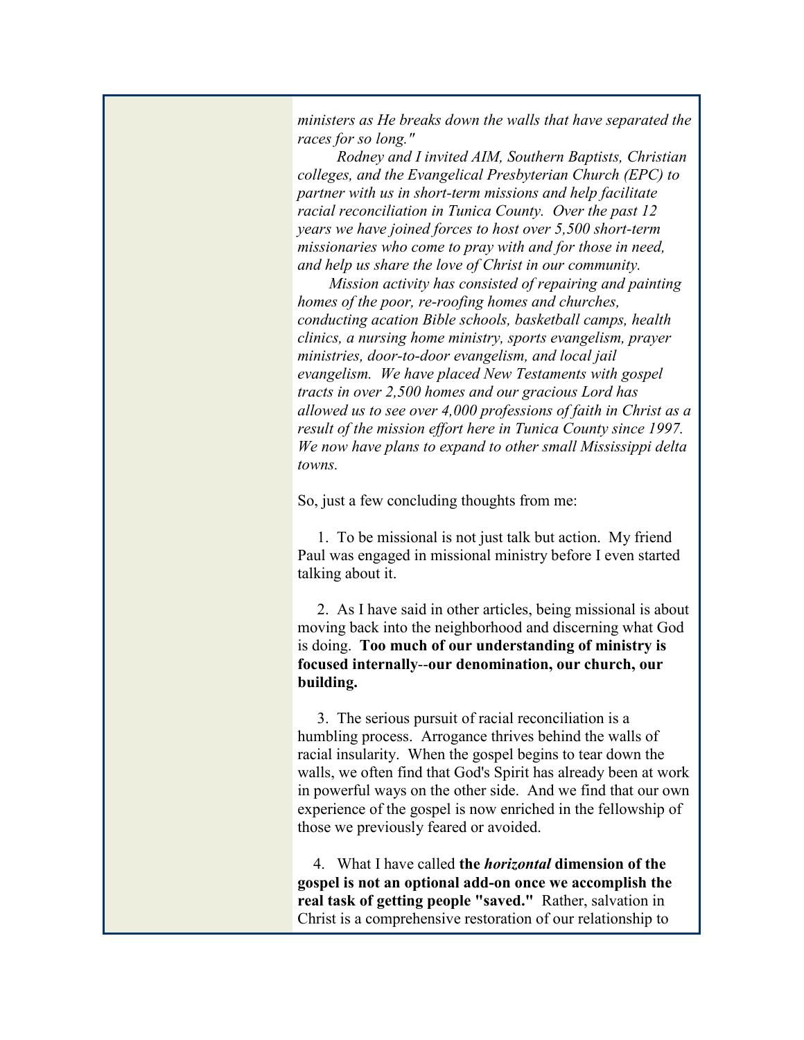*ministers as He breaks down the walls that have separated the races for so long."*

*Rodney and I invited AIM, Southern Baptists, Christian colleges, and the Evangelical Presbyterian Church (EPC) to partner with us in short-term missions and help facilitate racial reconciliation in Tunica County. Over the past 12 years we have joined forces to host over 5,500 short-term missionaries who come to pray with and for those in need, and help us share the love of Christ in our community.*

*Mission activity has consisted of repairing and painting homes of the poor, re-roofing homes and churches, conducting acation Bible schools, basketball camps, health clinics, a nursing home ministry, sports evangelism, prayer ministries, door-to-door evangelism, and local jail evangelism. We have placed New Testaments with gospel tracts in over 2,500 homes and our gracious Lord has allowed us to see over 4,000 professions of faith in Christ as a result of the mission effort here in Tunica County since 1997. We now have plans to expand to other small Mississippi delta towns.*

So, just a few concluding thoughts from me:

1. To be missional is not just talk but action. My friend Paul was engaged in missional ministry before I even started talking about it.

2. As I have said in other articles, being missional is about moving back into the neighborhood and discerning what God is doing. **Too much of our understanding of ministry is focused internally--our denomination, our church, our building.**

3. The serious pursuit of racial reconciliation is a humbling process. Arrogance thrives behind the walls of racial insularity. When the gospel begins to tear down the walls, we often find that God's Spirit has already been at work in powerful ways on the other side. And we find that our own experience of the gospel is now enriched in the fellowship of those we previously feared or avoided.

4. What I have called **the *horizontal* dimension of the gospel is not an optional add-on once we accomplish the real task of getting people "saved."** Rather, salvation in Christ is a comprehensive restoration of our relationship to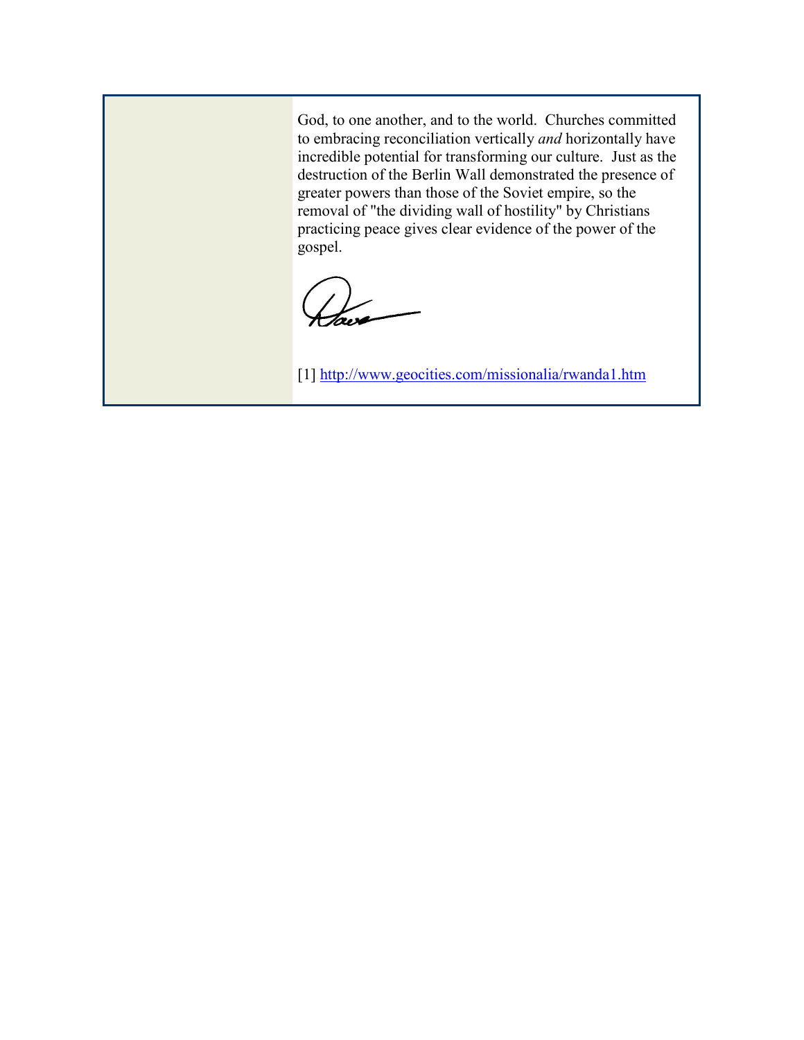God, to one another, and to the world. Churches committed to embracing reconciliation vertically *and* horizontally have incredible potential for transforming our culture. Just as the destruction of the Berlin Wall demonstrated the presence of greater powers than those of the Soviet empire, so the removal of "the dividing wall of hostility" by Christians practicing peace gives clear evidence of the power of the gospel.

[1] http://www.geocities.com/missionalia/rwanda1.htm